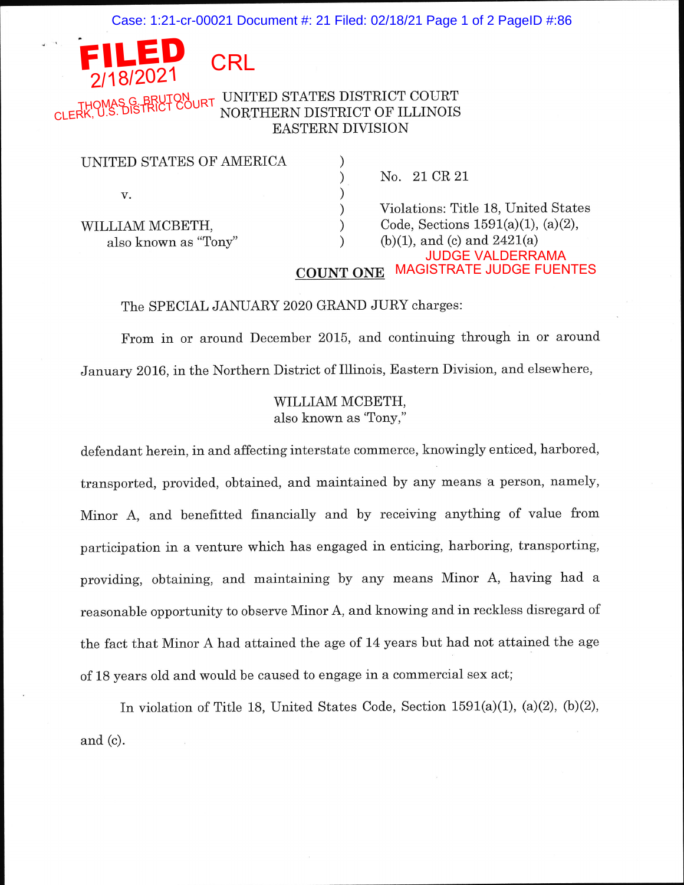FILED
2/18/2021
THOMAS G. BRUTON
CLERK, U.S. DISTRICT COURT

CRL

UNITED STATES DISTRICT COURT
NORTHERN DISTRICT OF ILLINOIS
EASTERN DIVISION

| | | |
|---|---|---|
| UNITED STATES OF AMERICA | ) | |
| | ) | No. 21 CR 21 |
| v. | ) | |
| | ) | Violations: Title 18, United States |
| WILLIAM MCBETH, | ) | Code, Sections 1591(a)(1), (a)(2), |
| also known as "Tony" | ) | (b)(1), and (c) and 2421(a) |

JUDGE VALDERRAMA
MAGISTRATE JUDGE FUENTES

## COUNT ONE

The SPECIAL JANUARY 2020 GRAND JURY charges:

From in or around December 2015, and continuing through in or around January 2016, in the Northern District of Illinois, Eastern Division, and elsewhere,

WILLIAM MCBETH,
also known as 'Tony,"

defendant herein, in and affecting interstate commerce, knowingly enticed, harbored, transported, provided, obtained, and maintained by any means a person, namely, Minor A, and benefitted financially and by receiving anything of value from participation in a venture which has engaged in enticing, harboring, transporting, providing, obtaining, and maintaining by any means Minor A, having had a reasonable opportunity to observe Minor A, and knowing and in reckless disregard of the fact that Minor A had attained the age of 14 years but had not attained the age of 18 years old and would be caused to engage in a commercial sex act;

In violation of Title 18, United States Code, Section 1591(a)(1), (a)(2), (b)(2), and (c).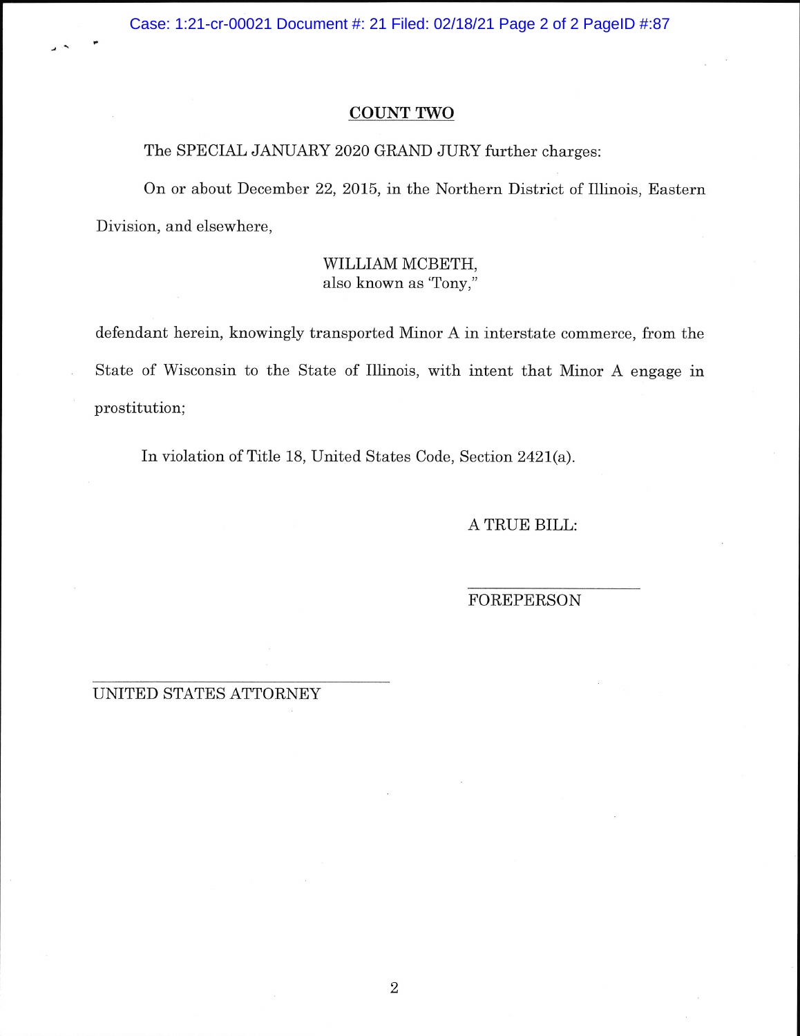## COUNT TWO

The SPECIAL JANUARY 2020 GRAND JURY further charges:

On or about December 22, 2015, in the Northern District of Illinois, Eastern Division, and elsewhere,

WILLIAM MCBETH,
also known as 'Tony,"

defendant herein, knowingly transported Minor A in interstate commerce, from the State of Wisconsin to the State of Illinois, with intent that Minor A engage in prostitution;

In violation of Title 18, United States Code, Section 2421(a).

A TRUE BILL:

\_\_\_\_\_\_\_\_\_\_\_\_\_\_\_\_\_\_\_\_
FOREPERSON

\_\_\_\_\_\_\_\_\_\_\_\_\_\_\_\_\_\_\_\_\_\_\_\_\_\_\_\_\_\_
UNITED STATES ATTORNEY